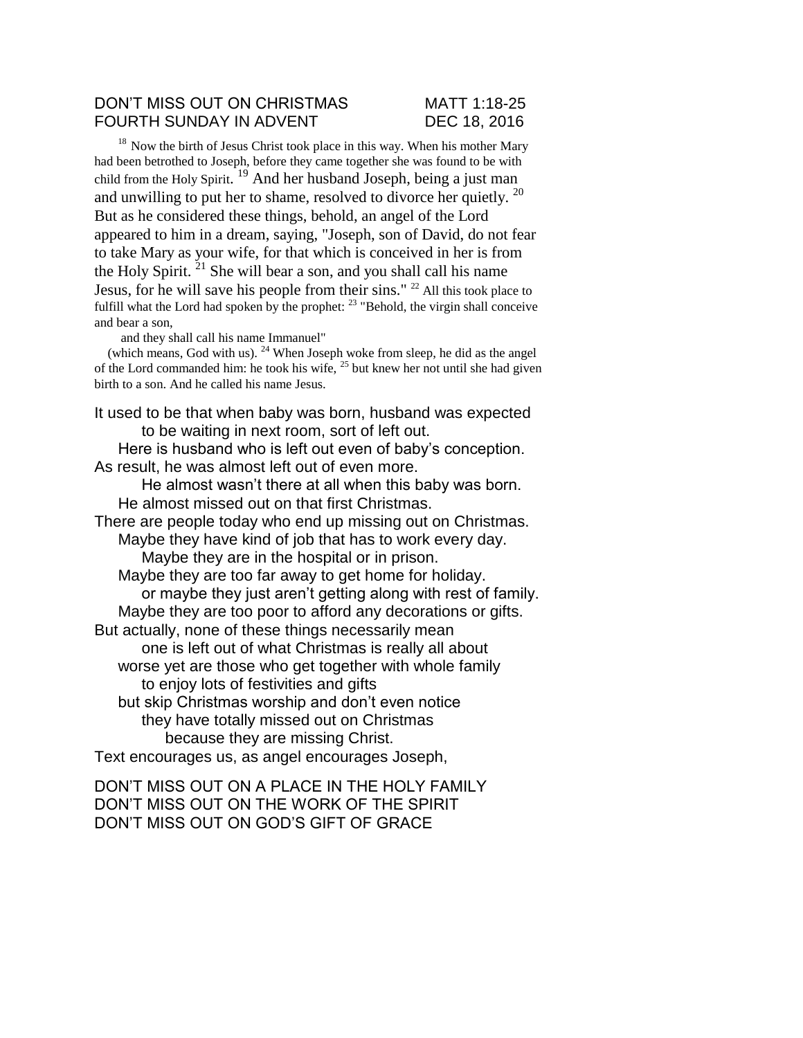DON'T MISS OUT ON CHRISTMAS MATT 1:18-25
FOURTH SUNDAY IN ADVENT DEC 18, 2016

[18] Now the birth of Jesus Christ took place in this way. When his mother Mary had been betrothed to Joseph, before they came together she was found to be with child from the Holy Spirit. [19] And her husband Joseph, being a just man and unwilling to put her to shame, resolved to divorce her quietly. [20] But as he considered these things, behold, an angel of the Lord appeared to him in a dream, saying, "Joseph, son of David, do not fear to take Mary as your wife, for that which is conceived in her is from the Holy Spirit. [21] She will bear a son, and you shall call his name Jesus, for he will save his people from their sins." [22] All this took place to fulfill what the Lord had spoken by the prophet: [23] "Behold, the virgin shall conceive and bear a son,

and they shall call his name Immanuel"

(which means, God with us). [24] When Joseph woke from sleep, he did as the angel of the Lord commanded him: he took his wife, [25] but knew her not until she had given birth to a son. And he called his name Jesus.

It used to be that when baby was born, husband was expected
to be waiting in next room, sort of left out.
Here is husband who is left out even of baby's conception.
As result, he was almost left out of even more.
He almost wasn't there at all when this baby was born.
He almost missed out on that first Christmas.
There are people today who end up missing out on Christmas.
Maybe they have kind of job that has to work every day.
Maybe they are in the hospital or in prison.
Maybe they are too far away to get home for holiday.
or maybe they just aren't getting along with rest of family.
Maybe they are too poor to afford any decorations or gifts.
But actually, none of these things necessarily mean
one is left out of what Christmas is really all about
worse yet are those who get together with whole family
to enjoy lots of festivities and gifts
but skip Christmas worship and don't even notice
they have totally missed out on Christmas
because they are missing Christ.
Text encourages us, as angel encourages Joseph,

DON'T MISS OUT ON A PLACE IN THE HOLY FAMILY
DON'T MISS OUT ON THE WORK OF THE SPIRIT
DON'T MISS OUT ON GOD'S GIFT OF GRACE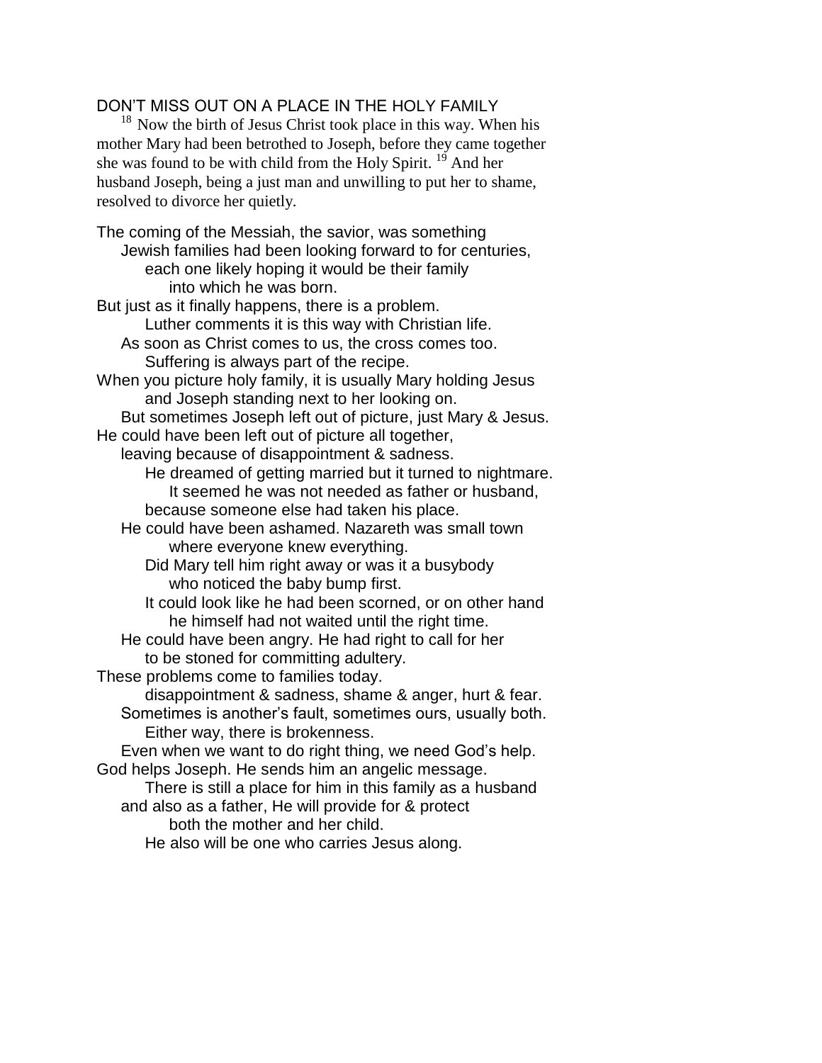## DON'T MISS OUT ON A PLACE IN THE HOLY FAMILY

[18] Now the birth of Jesus Christ took place in this way. When his mother Mary had been betrothed to Joseph, before they came together she was found to be with child from the Holy Spirit. [19] And her husband Joseph, being a just man and unwilling to put her to shame, resolved to divorce her quietly.

The coming of the Messiah, the savior, was something
Jewish families had been looking forward to for centuries,
each one likely hoping it would be their family
into which he was born.
But just as it finally happens, there is a problem.
Luther comments it is this way with Christian life.
As soon as Christ comes to us, the cross comes too.
Suffering is always part of the recipe.
When you picture holy family, it is usually Mary holding Jesus
and Joseph standing next to her looking on.
But sometimes Joseph left out of picture, just Mary & Jesus.
He could have been left out of picture all together,
leaving because of disappointment & sadness.
He dreamed of getting married but it turned to nightmare.
It seemed he was not needed as father or husband,
because someone else had taken his place.
He could have been ashamed. Nazareth was small town
where everyone knew everything.
Did Mary tell him right away or was it a busybody
who noticed the baby bump first.
It could look like he had been scorned, or on other hand
he himself had not waited until the right time.
He could have been angry. He had right to call for her
to be stoned for committing adultery.
These problems come to families today.
disappointment & sadness, shame & anger, hurt & fear.
Sometimes is another's fault, sometimes ours, usually both.
Either way, there is brokenness.
Even when we want to do right thing, we need God's help.
God helps Joseph. He sends him an angelic message.
There is still a place for him in this family as a husband
and also as a father, He will provide for & protect
both the mother and her child.
He also will be one who carries Jesus along.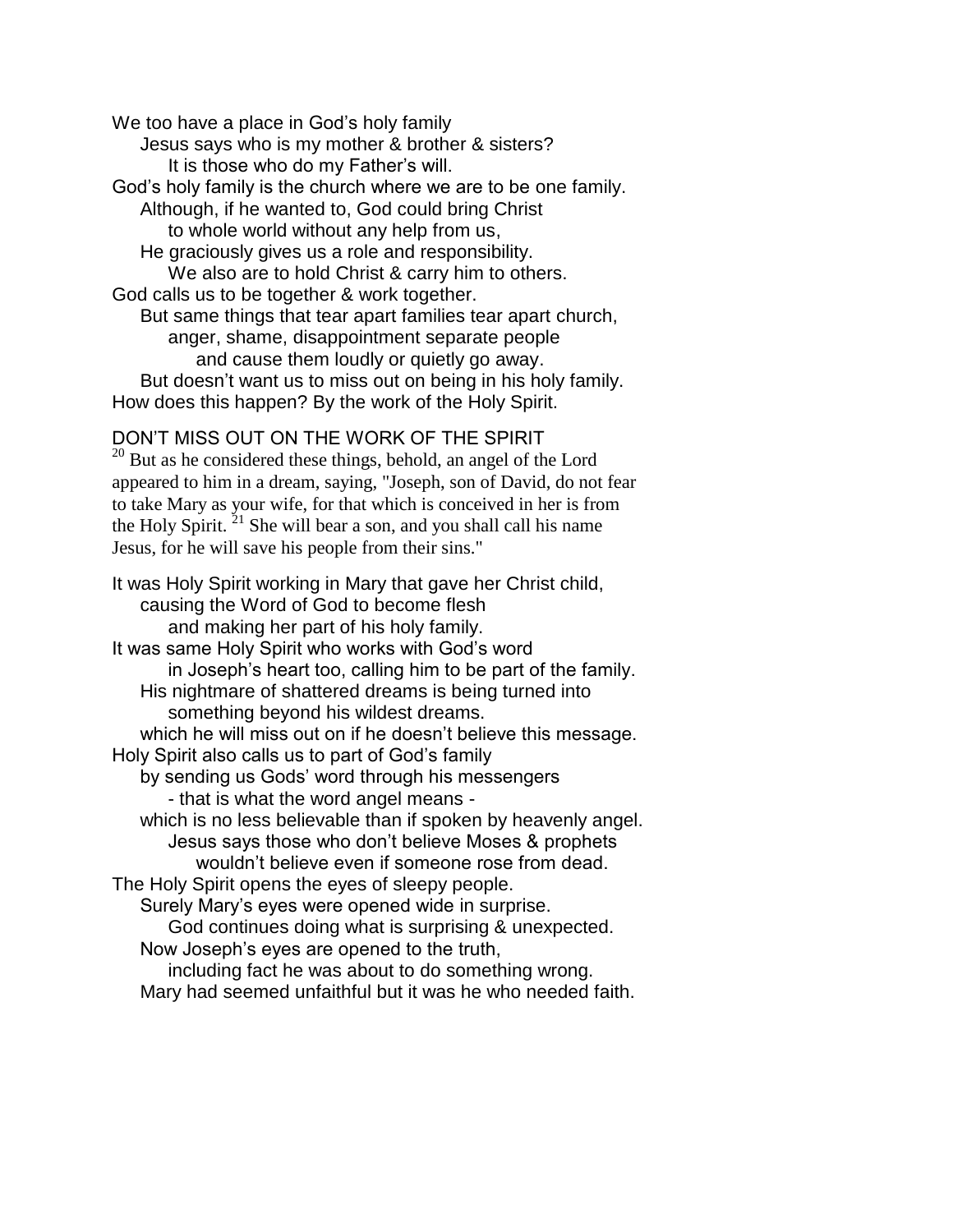We too have a place in God's holy family
    Jesus says who is my mother & brother & sisters?
        It is those who do my Father's will.
God's holy family is the church where we are to be one family.
    Although, if he wanted to, God could bring Christ
        to whole world without any help from us,
    He graciously gives us a role and responsibility.
        We also are to hold Christ & carry him to others.
God calls us to be together & work together.
    But same things that tear apart families tear apart church,
        anger, shame, disappointment separate people
            and cause them loudly or quietly go away.
    But doesn't want us to miss out on being in his holy family.
How does this happen? By the work of the Holy Spirit.

DON'T MISS OUT ON THE WORK OF THE SPIRIT

[20] But as he considered these things, behold, an angel of the Lord appeared to him in a dream, saying, "Joseph, son of David, do not fear to take Mary as your wife, for that which is conceived in her is from the Holy Spirit. [21] She will bear a son, and you shall call his name Jesus, for he will save his people from their sins."

It was Holy Spirit working in Mary that gave her Christ child,
    causing the Word of God to become flesh
        and making her part of his holy family.
It was same Holy Spirit who works with God's word
        in Joseph's heart too, calling him to be part of the family.
    His nightmare of shattered dreams is being turned into
        something beyond his wildest dreams.
    which he will miss out on if he doesn't believe this message.
Holy Spirit also calls us to part of God's family
    by sending us Gods' word through his messengers
        - that is what the word angel means -
    which is no less believable than if spoken by heavenly angel.
        Jesus says those who don't believe Moses & prophets
            wouldn't believe even if someone rose from dead.
The Holy Spirit opens the eyes of sleepy people.
    Surely Mary's eyes were opened wide in surprise.
        God continues doing what is surprising & unexpected.
    Now Joseph's eyes are opened to the truth,
        including fact he was about to do something wrong.
    Mary had seemed unfaithful but it was he who needed faith.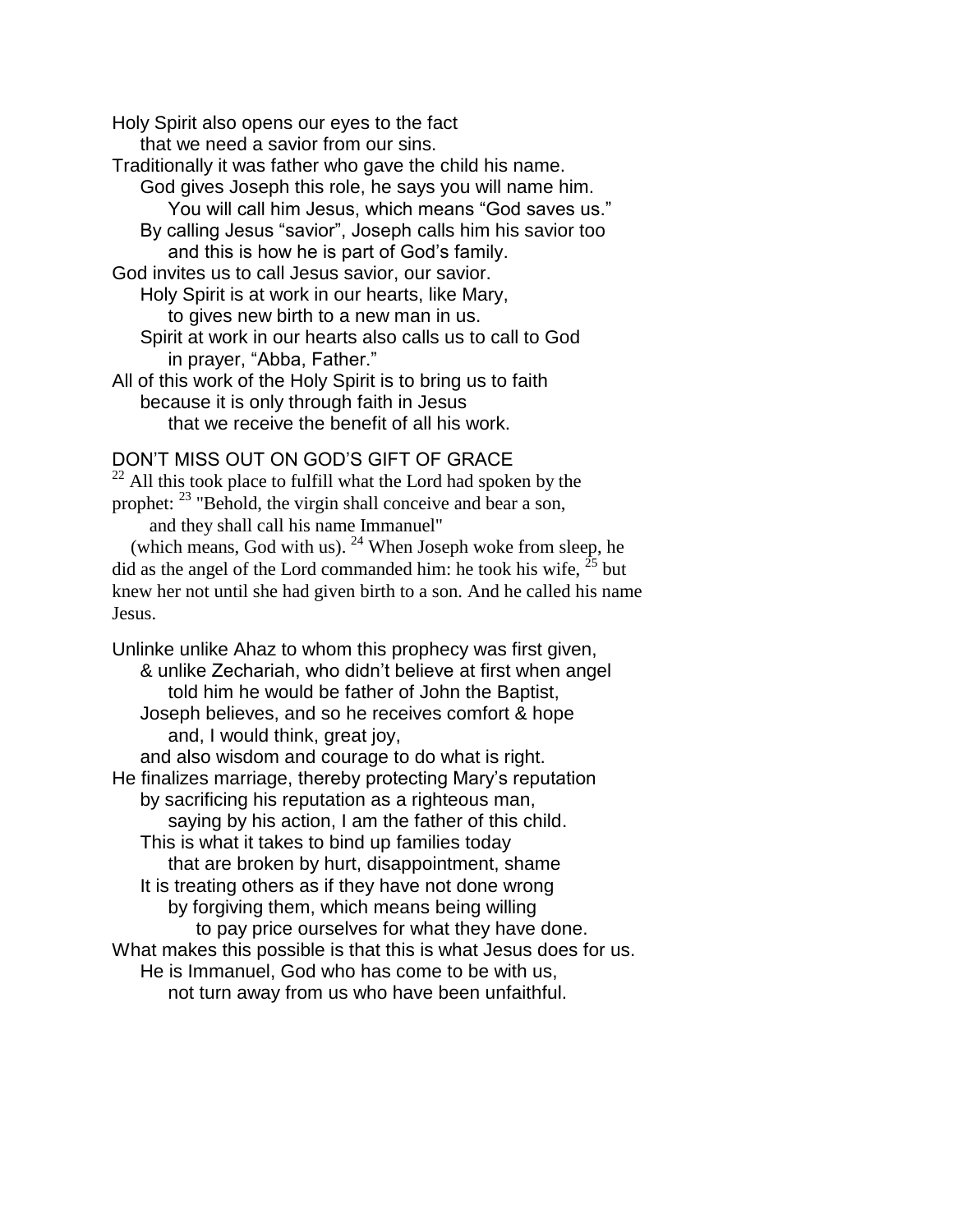Holy Spirit also opens our eyes to the fact
    that we need a savior from our sins.
Traditionally it was father who gave the child his name.
    God gives Joseph this role, he says you will name him.
        You will call him Jesus, which means "God saves us."
    By calling Jesus "savior", Joseph calls him his savior too
        and this is how he is part of God's family.
God invites us to call Jesus savior, our savior.
    Holy Spirit is at work in our hearts, like Mary,
        to gives new birth to a new man in us.
    Spirit at work in our hearts also calls us to call to God
        in prayer, "Abba, Father."
All of this work of the Holy Spirit is to bring us to faith
    because it is only through faith in Jesus
        that we receive the benefit of all his work.

DON'T MISS OUT ON GOD'S GIFT OF GRACE

[22] All this took place to fulfill what the Lord had spoken by the prophet: [23] "Behold, the virgin shall conceive and bear a son,
    and they shall call his name Immanuel"
  (which means, God with us). [24] When Joseph woke from sleep, he did as the angel of the Lord commanded him: he took his wife, [25] but knew her not until she had given birth to a son. And he called his name Jesus.

Unlinke unlike Ahaz to whom this prophecy was first given,
    & unlike Zechariah, who didn't believe at first when angel
        told him he would be father of John the Baptist,
    Joseph believes, and so he receives comfort & hope
        and, I would think, great joy,
    and also wisdom and courage to do what is right.
He finalizes marriage, thereby protecting Mary's reputation
    by sacrificing his reputation as a righteous man,
        saying by his action, I am the father of this child.
    This is what it takes to bind up families today
        that are broken by hurt, disappointment, shame
    It is treating others as if they have not done wrong
        by forgiving them, which means being willing
            to pay price ourselves for what they have done.
What makes this possible is that this is what Jesus does for us.
    He is Immanuel, God who has come to be with us,
        not turn away from us who have been unfaithful.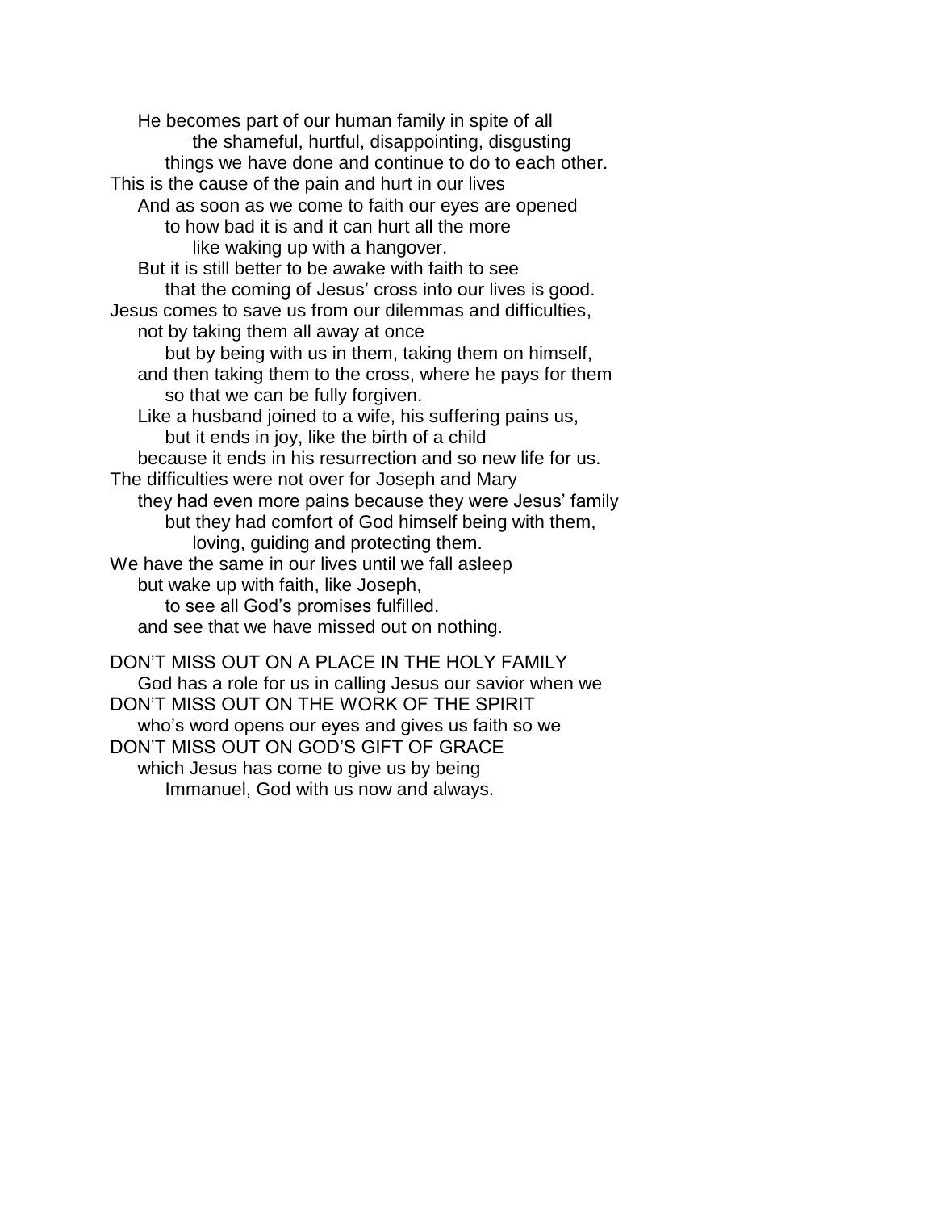He becomes part of our human family in spite of all
the shameful, hurtful, disappointing, disgusting
things we have done and continue to do to each other.
This is the cause of the pain and hurt in our lives
And as soon as we come to faith our eyes are opened
to how bad it is and it can hurt all the more
like waking up with a hangover.
But it is still better to be awake with faith to see
that the coming of Jesus' cross into our lives is good.
Jesus comes to save us from our dilemmas and difficulties,
not by taking them all away at once
but by being with us in them, taking them on himself,
and then taking them to the cross, where he pays for them
so that we can be fully forgiven.
Like a husband joined to a wife, his suffering pains us,
but it ends in joy, like the birth of a child
because it ends in his resurrection and so new life for us.
The difficulties were not over for Joseph and Mary
they had even more pains because they were Jesus' family
but they had comfort of God himself being with them,
loving, guiding and protecting them.
We have the same in our lives until we fall asleep
but wake up with faith, like Joseph,
to see all God's promises fulfilled.
and see that we have missed out on nothing.

DON'T MISS OUT ON A PLACE IN THE HOLY FAMILY
God has a role for us in calling Jesus our savior when we
DON'T MISS OUT ON THE WORK OF THE SPIRIT
who's word opens our eyes and gives us faith so we
DON'T MISS OUT ON GOD'S GIFT OF GRACE
which Jesus has come to give us by being
Immanuel, God with us now and always.